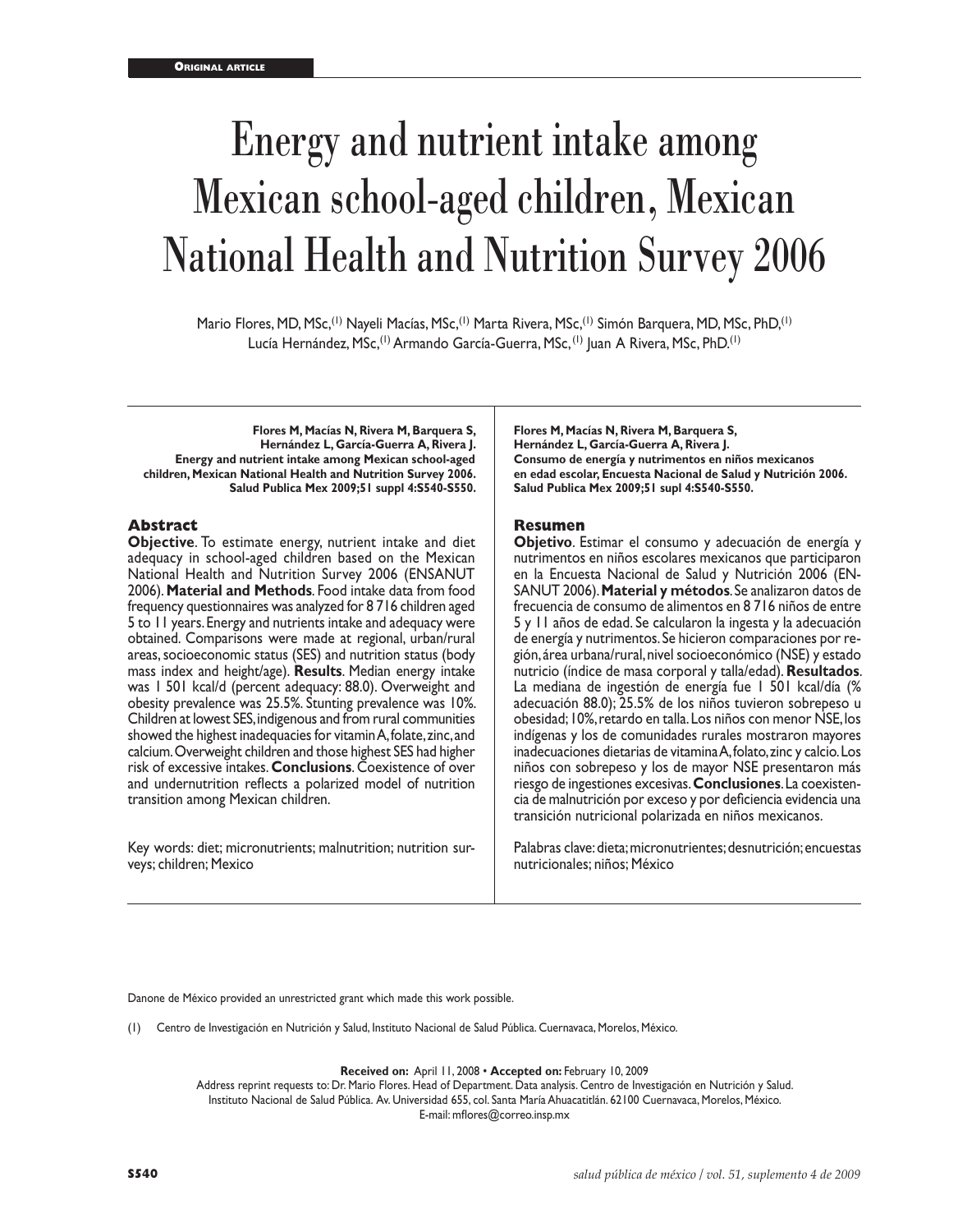Original article

# Energy and nutrient intake among Mexican school-aged children, Mexican National Health and Nutrition Survey 2006

Mario Flores, MD, MSc,[1] Nayeli Macías, MSc,[1] Marta Rivera, MSc,[1] Simón Barquera, MD, MSc, PhD,[1] Lucía Hernández, MSc,[1] Armando García-Guerra, MSc,[1] Juan A Rivera, MSc, PhD.[1]

**Flores M, Macías N, Rivera M, Barquera S, Hernández L, García-Guerra A, Rivera J.**
**Energy and nutrient intake among Mexican school-aged children, Mexican National Health and Nutrition Survey 2006.**
**Salud Publica Mex 2009;51 suppl 4:S540-S550.**

## Abstract

**Objective**. To estimate energy, nutrient intake and diet adequacy in school-aged children based on the Mexican National Health and Nutrition Survey 2006 (ENSANUT 2006). **Material and Methods**. Food intake data from food frequency questionnaires was analyzed for 8 716 children aged 5 to 11 years. Energy and nutrients intake and adequacy were obtained. Comparisons were made at regional, urban/rural areas, socioeconomic status (SES) and nutrition status (body mass index and height/age). **Results**. Median energy intake was 1 501 kcal/d (percent adequacy: 88.0). Overweight and obesity prevalence was 25.5%. Stunting prevalence was 10%. Children at lowest SES, indigenous and from rural communities showed the highest inadequacies for vitamin A, folate, zinc, and calcium. Overweight children and those highest SES had higher risk of excessive intakes. **Conclusions**. Coexistence of over and undernutrition reflects a polarized model of nutrition transition among Mexican children.

Key words: diet; micronutrients; malnutrition; nutrition surveys; children; Mexico

**Flores M, Macías N, Rivera M, Barquera S, Hernández L, García-Guerra A, Rivera J.**
**Consumo de energía y nutrimentos en niños mexicanos en edad escolar, Encuesta Nacional de Salud y Nutrición 2006.**
**Salud Publica Mex 2009;51 supl 4:S540-S550.**

## Resumen

**Objetivo**. Estimar el consumo y adecuación de energía y nutrimentos en niños escolares mexicanos que participaron en la Encuesta Nacional de Salud y Nutrición 2006 (ENSANUT 2006). **Material y métodos**. Se analizaron datos de frecuencia de consumo de alimentos en 8 716 niños de entre 5 y 11 años de edad. Se calcularon la ingesta y la adecuación de energía y nutrimentos. Se hicieron comparaciones por región, área urbana/rural, nivel socioeconómico (NSE) y estado nutricio (índice de masa corporal y talla/edad). **Resultados**. La mediana de ingestión de energía fue 1 501 kcal/día (% adecuación 88.0); 25.5% de los niños tuvieron sobrepeso u obesidad; 10%, retardo en talla. Los niños con menor NSE, los indígenas y los de comunidades rurales mostraron mayores inadecuaciones dietarias de vitamina A, folato, zinc y calcio. Los niños con sobrepeso y los de mayor NSE presentaron más riesgo de ingestiones excesivas. **Conclusiones**. La coexistencia de malnutrición por exceso y por deficiencia evidencia una transición nutricional polarizada en niños mexicanos.

Palabras clave: dieta; micronutrientes; desnutrición; encuestas nutricionales; niños; México

Danone de México provided an unrestricted grant which made this work possible.

(1) Centro de Investigación en Nutrición y Salud, Instituto Nacional de Salud Pública. Cuernavaca, Morelos, México.

**Received on:** April 11, 2008 • **Accepted on:** February 10, 2009
Address reprint requests to: Dr. Mario Flores. Head of Department. Data analysis. Centro de Investigación en Nutrición y Salud. Instituto Nacional de Salud Pública. Av. Universidad 655, col. Santa María Ahuacatitlán. 62100 Cuernavaca, Morelos, México.
E-mail: mflores@correo.insp.mx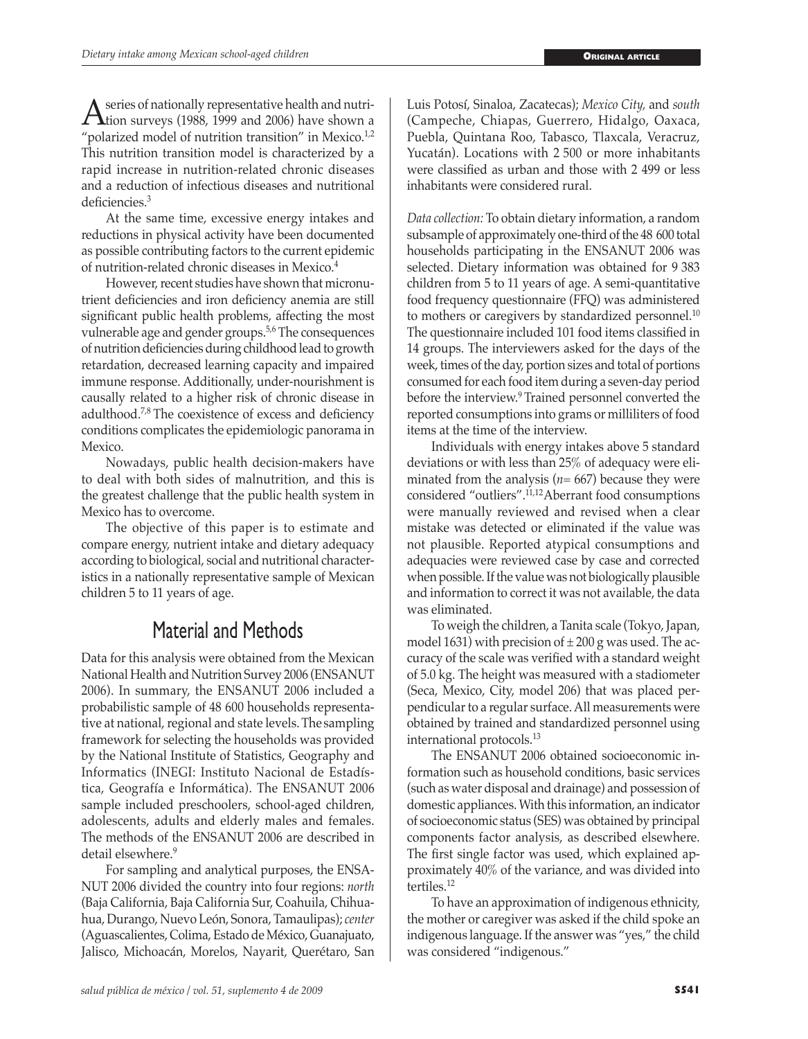A series of nationally representative health and nutrition surveys (1988, 1999 and 2006) have shown a "polarized model of nutrition transition" in Mexico.[1,2] This nutrition transition model is characterized by a rapid increase in nutrition-related chronic diseases and a reduction of infectious diseases and nutritional deficiencies.[3]

At the same time, excessive energy intakes and reductions in physical activity have been documented as possible contributing factors to the current epidemic of nutrition-related chronic diseases in Mexico.[4]

However, recent studies have shown that micronutrient deficiencies and iron deficiency anemia are still significant public health problems, affecting the most vulnerable age and gender groups.[5,6] The consequences of nutrition deficiencies during childhood lead to growth retardation, decreased learning capacity and impaired immune response. Additionally, under-nourishment is causally related to a higher risk of chronic disease in adulthood.[7,8] The coexistence of excess and deficiency conditions complicates the epidemiologic panorama in Mexico.

Nowadays, public health decision-makers have to deal with both sides of malnutrition, and this is the greatest challenge that the public health system in Mexico has to overcome.

The objective of this paper is to estimate and compare energy, nutrient intake and dietary adequacy according to biological, social and nutritional characteristics in a nationally representative sample of Mexican children 5 to 11 years of age.

## Material and Methods

Data for this analysis were obtained from the Mexican National Health and Nutrition Survey 2006 (ENSANUT 2006). In summary, the ENSANUT 2006 included a probabilistic sample of 48 600 households representative at national, regional and state levels. The sampling framework for selecting the households was provided by the National Institute of Statistics, Geography and Informatics (INEGI: Instituto Nacional de Estadística, Geografía e Informática). The ENSANUT 2006 sample included preschoolers, school-aged children, adolescents, adults and elderly males and females. The methods of the ENSANUT 2006 are described in detail elsewhere.[9]

For sampling and analytical purposes, the ENSANUT 2006 divided the country into four regions: *north* (Baja California, Baja California Sur, Coahuila, Chihuahua, Durango, Nuevo León, Sonora, Tamaulipas); *center* (Aguascalientes, Colima, Estado de México, Guanajuato, Jalisco, Michoacán, Morelos, Nayarit, Querétaro, San Luis Potosí, Sinaloa, Zacatecas); *Mexico City,* and *south* (Campeche, Chiapas, Guerrero, Hidalgo, Oaxaca, Puebla, Quintana Roo, Tabasco, Tlaxcala, Veracruz, Yucatán). Locations with 2 500 or more inhabitants were classified as urban and those with 2 499 or less inhabitants were considered rural.

*Data collection:* To obtain dietary information, a random subsample of approximately one-third of the 48 600 total households participating in the ENSANUT 2006 was selected. Dietary information was obtained for 9 383 children from 5 to 11 years of age. A semi-quantitative food frequency questionnaire (FFQ) was administered to mothers or caregivers by standardized personnel.[10] The questionnaire included 101 food items classified in 14 groups. The interviewers asked for the days of the week, times of the day, portion sizes and total of portions consumed for each food item during a seven-day period before the interview.[9] Trained personnel converted the reported consumptions into grams or milliliters of food items at the time of the interview.

Individuals with energy intakes above 5 standard deviations or with less than 25% of adequacy were eliminated from the analysis (*n*= 667) because they were considered "outliers".[11,12] Aberrant food consumptions were manually reviewed and revised when a clear mistake was detected or eliminated if the value was not plausible. Reported atypical consumptions and adequacies were reviewed case by case and corrected when possible. If the value was not biologically plausible and information to correct it was not available, the data was eliminated.

To weigh the children, a Tanita scale (Tokyo, Japan, model 1631) with precision of ± 200 g was used. The accuracy of the scale was verified with a standard weight of 5.0 kg. The height was measured with a stadiometer (Seca, Mexico, City, model 206) that was placed perpendicular to a regular surface. All measurements were obtained by trained and standardized personnel using international protocols.[13]

The ENSANUT 2006 obtained socioeconomic information such as household conditions, basic services (such as water disposal and drainage) and possession of domestic appliances. With this information, an indicator of socioeconomic status (SES) was obtained by principal components factor analysis, as described elsewhere. The first single factor was used, which explained approximately 40% of the variance, and was divided into tertiles.[12]

To have an approximation of indigenous ethnicity, the mother or caregiver was asked if the child spoke an indigenous language. If the answer was "yes," the child was considered "indigenous."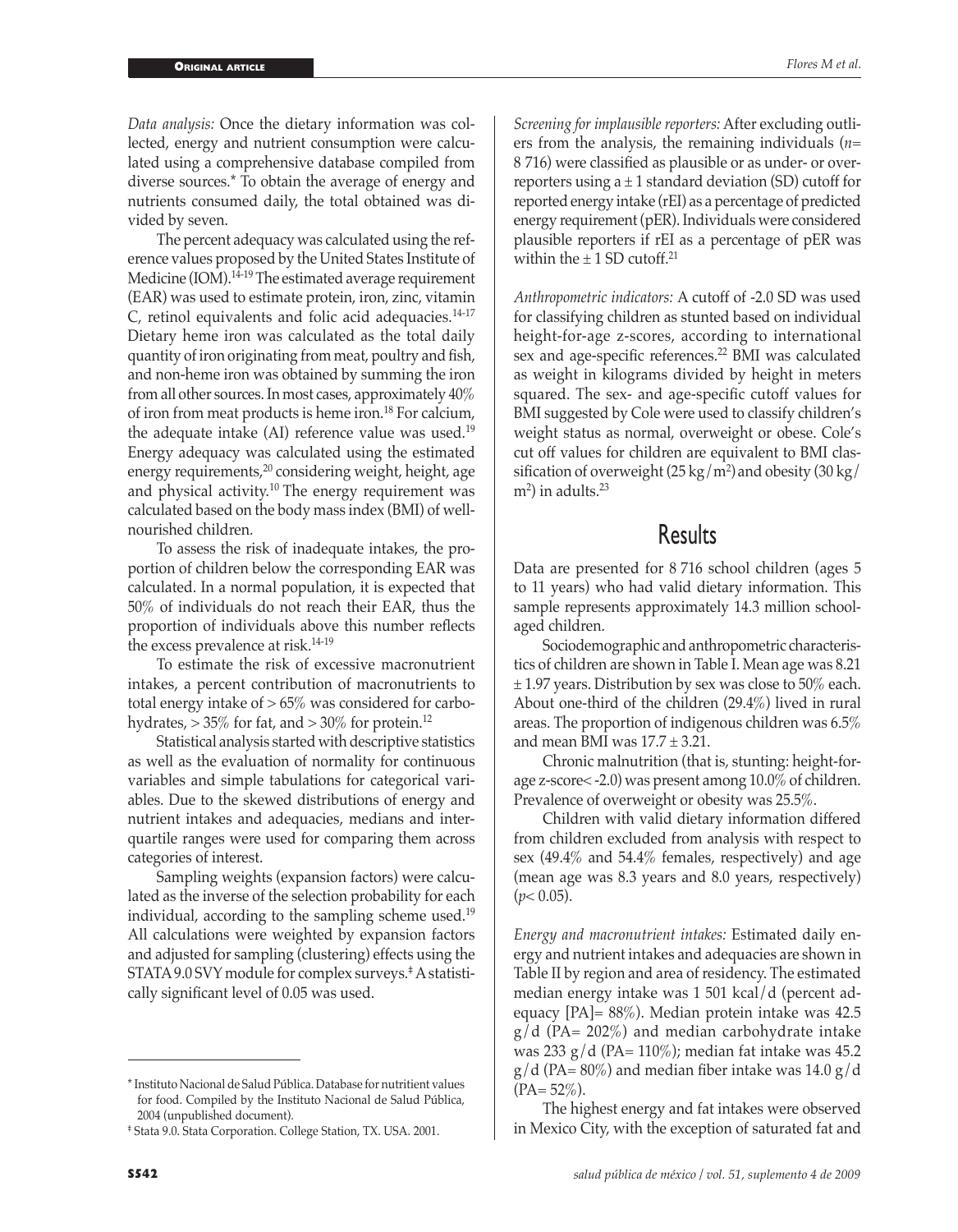*Data analysis:* Once the dietary information was collected, energy and nutrient consumption were calculated using a comprehensive database compiled from diverse sources.* To obtain the average of energy and nutrients consumed daily, the total obtained was divided by seven.

The percent adequacy was calculated using the reference values proposed by the United States Institute of Medicine (IOM).[14-19] The estimated average requirement (EAR) was used to estimate protein, iron, zinc, vitamin C, retinol equivalents and folic acid adequacies.[14-17] Dietary heme iron was calculated as the total daily quantity of iron originating from meat, poultry and fish, and non-heme iron was obtained by summing the iron from all other sources. In most cases, approximately 40% of iron from meat products is heme iron.[18] For calcium, the adequate intake (AI) reference value was used.[19] Energy adequacy was calculated using the estimated energy requirements,[20] considering weight, height, age and physical activity.[10] The energy requirement was calculated based on the body mass index (BMI) of well-nourished children.

To assess the risk of inadequate intakes, the proportion of children below the corresponding EAR was calculated. In a normal population, it is expected that 50% of individuals do not reach their EAR, thus the proportion of individuals above this number reflects the excess prevalence at risk.[14-19]

To estimate the risk of excessive macronutrient intakes, a percent contribution of macronutrients to total energy intake of > 65% was considered for carbohydrates, > 35% for fat, and > 30% for protein.[12]

Statistical analysis started with descriptive statistics as well as the evaluation of normality for continuous variables and simple tabulations for categorical variables. Due to the skewed distributions of energy and nutrient intakes and adequacies, medians and interquartile ranges were used for comparing them across categories of interest.

Sampling weights (expansion factors) were calculated as the inverse of the selection probability for each individual, according to the sampling scheme used.[19] All calculations were weighted by expansion factors and adjusted for sampling (clustering) effects using the STATA 9.0 SVY module for complex surveys.‡ A statistically significant level of 0.05 was used.

*Screening for implausible reporters:* After excluding outliers from the analysis, the remaining individuals (*n*= 8 716) were classified as plausible or as under- or over-reporters using a ± 1 standard deviation (SD) cutoff for reported energy intake (rEI) as a percentage of predicted energy requirement (pER). Individuals were considered plausible reporters if rEI as a percentage of pER was within the ± 1 SD cutoff.[21]

*Anthropometric indicators:* A cutoff of -2.0 SD was used for classifying children as stunted based on individual height-for-age z-scores, according to international sex and age-specific references.[22] BMI was calculated as weight in kilograms divided by height in meters squared. The sex- and age-specific cutoff values for BMI suggested by Cole were used to classify children's weight status as normal, overweight or obese. Cole's cut off values for children are equivalent to BMI classification of overweight (25 kg/m$^2$) and obesity (30 kg/m$^2$) in adults.[23]

## Results

Data are presented for 8 716 school children (ages 5 to 11 years) who had valid dietary information. This sample represents approximately 14.3 million school-aged children.

Sociodemographic and anthropometric characteristics of children are shown in Table I. Mean age was 8.21 ± 1.97 years. Distribution by sex was close to 50% each. About one-third of the children (29.4%) lived in rural areas. The proportion of indigenous children was 6.5% and mean BMI was 17.7 ± 3.21.

Chronic malnutrition (that is, stunting: height-for-age z-score< -2.0) was present among 10.0% of children. Prevalence of overweight or obesity was 25.5%.

Children with valid dietary information differed from children excluded from analysis with respect to sex (49.4% and 54.4% females, respectively) and age (mean age was 8.3 years and 8.0 years, respectively) ($p$< 0.05).

*Energy and macronutrient intakes:* Estimated daily energy and nutrient intakes and adequacies are shown in Table II by region and area of residency. The estimated median energy intake was 1 501 kcal/d (percent adequacy [PA]= 88%). Median protein intake was 42.5 g/d (PA= 202%) and median carbohydrate intake was 233 g/d (PA= 110%); median fat intake was 45.2 g/d (PA= 80%) and median fiber intake was 14.0 g/d (PA= 52%).

The highest energy and fat intakes were observed in Mexico City, with the exception of saturated fat and

---

\* Instituto Nacional de Salud Pública. Database for nutritient values for food. Compiled by the Instituto Nacional de Salud Pública, 2004 (unpublished document).

‡ Stata 9.0. Stata Corporation. College Station, TX. USA. 2001.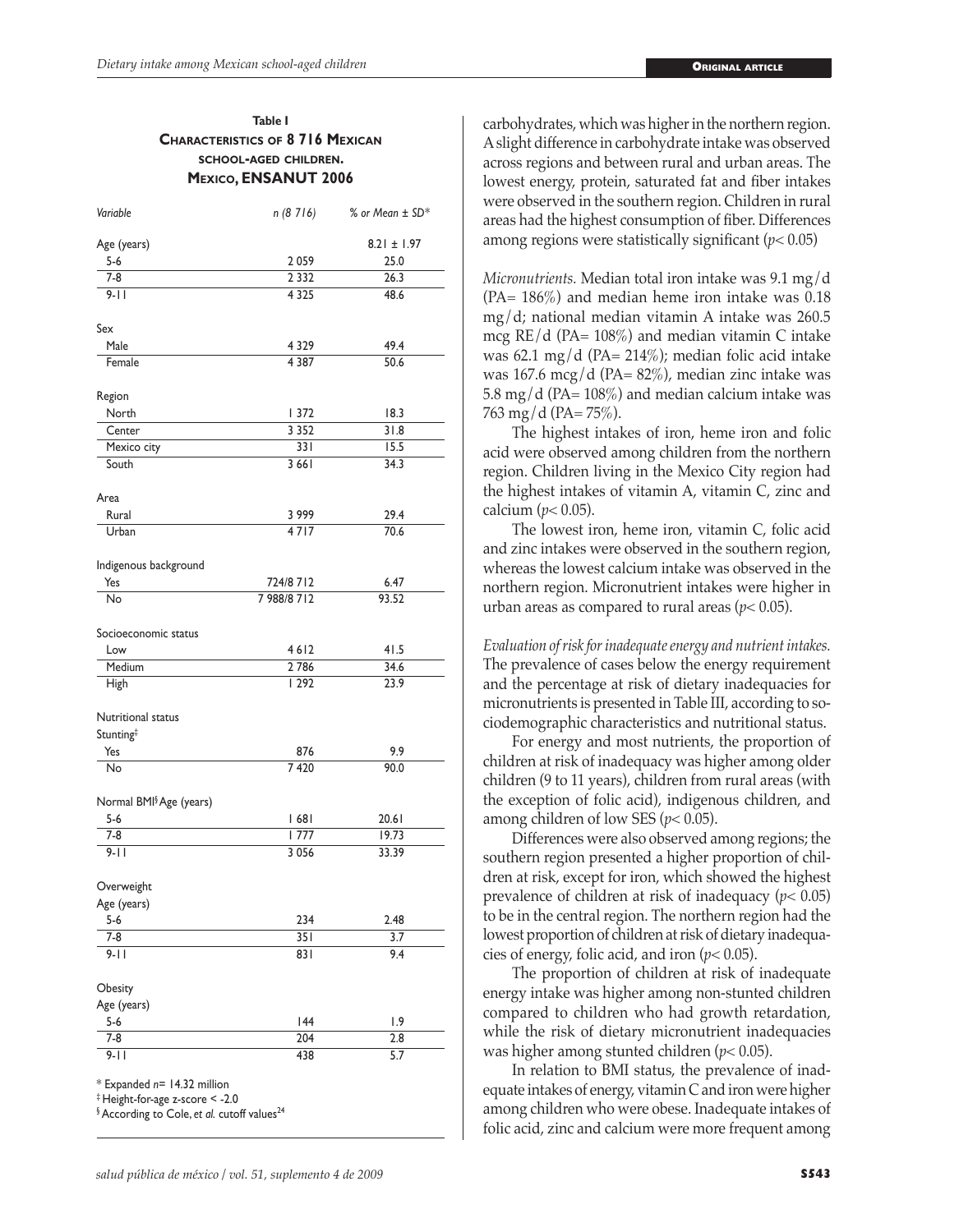**Table I**
**Characteristics of 8 716 Mexican school-aged children. Mexico, ENSANUT 2006**

| Variable | n (8 716) | % or Mean ± SD* |
|---|---|---|
| Age (years) | | 8.21 ± 1.97 |
| 5-6 | 2 059 | 25.0 |
| 7-8 | 2 332 | 26.3 |
| 9-11 | 4 325 | 48.6 |
| Sex | | |
| Male | 4 329 | 49.4 |
| Female | 4 387 | 50.6 |
| Region | | |
| North | 1 372 | 18.3 |
| Center | 3 352 | 31.8 |
| Mexico city | 331 | 15.5 |
| South | 3 661 | 34.3 |
| Area | | |
| Rural | 3 999 | 29.4 |
| Urban | 4 717 | 70.6 |
| Indigenous background | | |
| Yes | 724/8 712 | 6.47 |
| No | 7 988/8 712 | 93.52 |
| Socioeconomic status | | |
| Low | 4 612 | 41.5 |
| Medium | 2 786 | 34.6 |
| High | 1 292 | 23.9 |
| Nutritional status | | |
| Stunting‡ | | |
| Yes | 876 | 9.9 |
| No | 7 420 | 90.0 |
| Normal BMI§ Age (years) | | |
| 5-6 | 1 681 | 20.61 |
| 7-8 | 1 777 | 19.73 |
| 9-11 | 3 056 | 33.39 |
| Overweight | | |
| Age (years) | | |
| 5-6 | 234 | 2.48 |
| 7-8 | 351 | 3.7 |
| 9-11 | 831 | 9.4 |
| Obesity | | |
| Age (years) | | |
| 5-6 | 144 | 1.9 |
| 7-8 | 204 | 2.8 |
| 9-11 | 438 | 5.7 |

\* Expanded *n*= 14.32 million
‡ Height-for-age z-score < -2.0
§ According to Cole, *et al.* cutoff values[24]

carbohydrates, which was higher in the northern region. A slight difference in carbohydrate intake was observed across regions and between rural and urban areas. The lowest energy, protein, saturated fat and fiber intakes were observed in the southern region. Children in rural areas had the highest consumption of fiber. Differences among regions were statistically significant ($p< 0.05$)

*Micronutrients.* Median total iron intake was 9.1 mg/d (PA= 186%) and median heme iron intake was 0.18 mg/d; national median vitamin A intake was 260.5 mcg RE/d (PA= 108%) and median vitamin C intake was 62.1 mg/d (PA= 214%); median folic acid intake was 167.6 mcg/d (PA= 82%), median zinc intake was 5.8 mg/d (PA= 108%) and median calcium intake was 763 mg/d (PA= 75%).

The highest intakes of iron, heme iron and folic acid were observed among children from the northern region. Children living in the Mexico City region had the highest intakes of vitamin A, vitamin C, zinc and calcium ($p< 0.05$).

The lowest iron, heme iron, vitamin C, folic acid and zinc intakes were observed in the southern region, whereas the lowest calcium intake was observed in the northern region. Micronutrient intakes were higher in urban areas as compared to rural areas ($p< 0.05$).

*Evaluation of risk for inadequate energy and nutrient intakes.* The prevalence of cases below the energy requirement and the percentage at risk of dietary inadequacies for micronutrients is presented in Table III, according to sociodemographic characteristics and nutritional status.

For energy and most nutrients, the proportion of children at risk of inadequacy was higher among older children (9 to 11 years), children from rural areas (with the exception of folic acid), indigenous children, and among children of low SES ($p< 0.05$).

Differences were also observed among regions; the southern region presented a higher proportion of children at risk, except for iron, which showed the highest prevalence of children at risk of inadequacy ($p< 0.05$) to be in the central region. The northern region had the lowest proportion of children at risk of dietary inadequacies of energy, folic acid, and iron ($p< 0.05$).

The proportion of children at risk of inadequate energy intake was higher among non-stunted children compared to children who had growth retardation, while the risk of dietary micronutrient inadequacies was higher among stunted children ($p< 0.05$).

In relation to BMI status, the prevalence of inadequate intakes of energy, vitamin C and iron were higher among children who were obese. Inadequate intakes of folic acid, zinc and calcium were more frequent among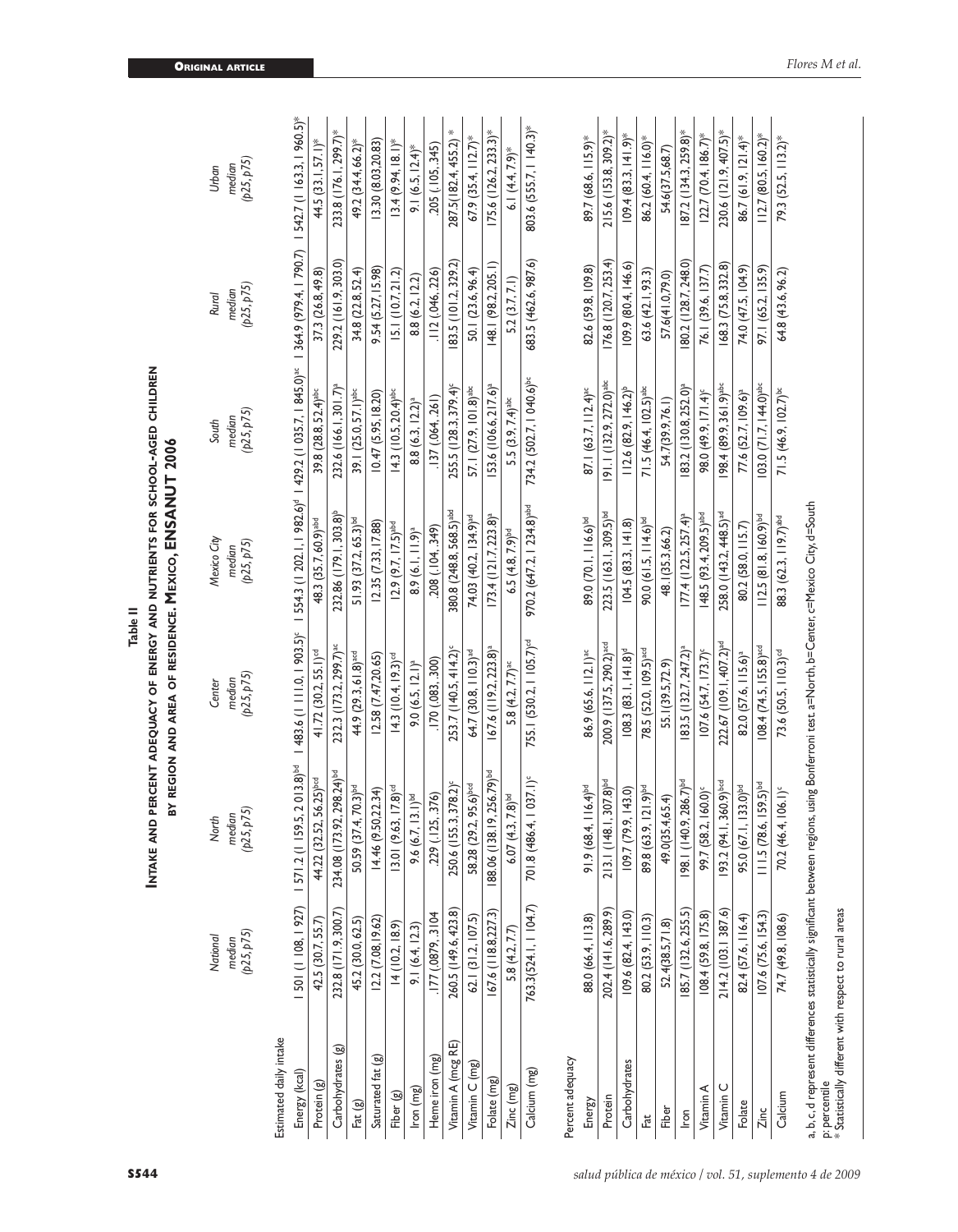**Table II**

**Intake and percent adequacy of energy and nutrients for school-aged children by region and area of residence. Mexico, ENSANUT 2006**

| | National median (p25, p75) | North median (p25, p75) | Center median (p25, p75) | Mexico City median (p25, p75) | South median (p25, p75) | Rural median (p25, p75) | Urban median (p25, p75) |
|---|---|---|---|---|---|---|---|
| **Estimated daily intake** | | | | | | | |
| Energy (kcal) | 1 501 (1 108, 1 927) | 1 571.2 (1 159.5, 2 013.8)[bd] | 1 483.6 (1 111.0, 1 903.5)[c] | 1 554.3 (1 202.1, 1 982.6)[d] | 1 429.2 (1 035.7, 1 845.0)[ac] | 1 364.9 (979.4, 1 790.7) | 1 542.7 (1 163.3, 1 960.5)* |
| Protein (g) | 42.5 (30.7, 55.7) | 44.22 (32.52, 56.25)[bd] | 41.72 (30.2, 55.1)[cd] | 48.3 (35.7, 60.9)[abd] | 39.8 (28.8, 52.4)[abc] | 37.3 (26.8, 49.8) | 44.5 (33.1, 57.1)* |
| Carbohydrates (g) | 232.8 (171.9, 300.7) | 234.08 (173.92, 298.24)[bd] | 232.3 (173.2, 299.7)[ac] | 232.86 (179.1, 303.8)[b] | 232.6 (166.1, 301.7)[a] | 229.2 (161.9, 303.0) | 233.8 (176.1, 299.7)* |
| Fat (g) | 45.2 (30.0, 62.5) | 50.59 (37.4, 70.3)[bd] | 44.9 (29.3, 61.8)[acd] | 51.93 (37.2, 65.3)[bd] | 39.1 (25.0, 57.1)[abc] | 34.8 (22.8, 52.4) | 49.2 (34.4, 66.2)* |
| Saturated fat (g) | 12.2 (7.08, 19.62) | 14.46 (9.50, 22.34) | 12.58 (7.47, 20.65) | 12.35 (7.33, 17.88) | 10.47 (5.95, 18.20) | 9.54 (5.27, 15.98) | 13.30 (8.03, 20.83) |
| Fiber (g) | 14 (10.2, 18.9) | 13.01 (9.63, 17.8)[cd] | 14.3 (10.4, 19.3)[cd] | 12.9 (9.7, 17.5)[abd] | 14.3 (10.5, 20.4)[abc] | 15.1 (10.7, 21.2) | 13.4 (9.94, 18.1)* |
| Iron (mg) | 9.1 (6.4, 12.3) | 9.6 (6.7, 13.1)[bd] | 9.0 (6.5, 12.1)[a] | 8.9 (6.1, 11.9)[a] | 8.8 (6.3, 12.2)[a] | 8.8 (6.2, 12.2) | 9.1 (6.5, 12.4)* |
| Heme iron (mg) | .177 (.0879, .3104) | .229 (.125, .376) | .170 (.083, .300) | .208 (.104, .349) | .137 (.064, .261) | .112 (.046, .226) | .205 (.105, .345) |
| Vitamin A (mcg RE) | 260.5 (149.6, 423.8) | 250.6 (155.3, 378.2)[c] | 253.7 (140.5, 414.2)[c] | 380.8 (248.8, 568.5)[abd] | 255.5 (128.3, 379.4)[c] | 183.5 (101.2, 329.2) | 287.5 (182.4, 455.2) * |
| Vitamin C (mg) | 62.1 (31.2, 107.5) | 58.28 (29.2, 95.6)[bcd] | 64.7 (30.8, 110.3)[ad] | 74.03 (40.2, 134.9)[ad] | 57.1 (27.9, 101.8)[abc] | 50.1 (23.6, 96.4) | 67.9 (35.4, 112.7)* |
| Folate (mg) | 167.6 (118.8, 227.3) | 188.06 (138.19, 256.79)[bd] | 167.6 (119.2, 223.8)[a] | 173.4 (121.7, 223.8)[a] | 153.6 (106.6, 217.6)[a] | 148.1 (98.2, 205.1) | 175.6 (126.2, 233.3)* |
| Zinc (mg) | 5.8 (4.2, 7.7) | 6.07 (4.3, 7.8)[bd] | 5.8 (4.2, 7.7)[ac] | 6.5 (4.8, 7.9)[bd] | 5.5 (3.9, 7.4)[abc] | 5.2 (3.7, 7.1) | 6.1 (4.4, 7.9)* |
| Calcium (mg) | 763.3 (524.1, 1 104.7) | 701.8 (486.4, 1 037.1)[c] | 755.1 (530.2, 1 105.7)[cd] | 970.2 (647.2, 1 234.8)[abd] | 734.2 (502.7, 1 040.6)[bc] | 683.5 (462.6, 987.6) | 803.6 (555.7, 1 140.3)* |
| **Percent adequacy** | | | | | | | |
| Energy | 88.0 (66.4, 113.8) | 91.9 (68.4, 116.4)[bd] | 86.9 (65.6, 112.1)[ac] | 89.0 (70.1, 116.6)[bd] | 87.1 (63.7, 112.4)[ac] | 82.6 (59.8, 109.8) | 89.7 (68.6, 115.9)* |
| Protein | 202.4 (141.6, 289.9) | 213.1 (148.1, 307.8)[bd] | 200.9 (137.5, 290.2)[acd] | 223.5 (163.1, 309.5)[bd] | 191.1 (132.9, 272.0)[abc] | 176.8 (120.7, 253.4) | 215.6 (153.8, 309.2)* |
| Carbohydrates | 109.6 (82.4, 143.0) | 109.7 (79.9, 143.0) | 108.3 (83.1, 141.8)[d] | 104.5 (83.3, 141.8) | 112.6 (82.9, 146.2)[b] | 109.9 (80.4, 146.6) | 109.4 (83.3, 141.9)* |
| Fat | 80.2 (53.9, 110.3) | 89.8 (63.9, 121.9)[bd] | 78.5 (52.0, 109.5)[acd] | 90.0 (61.5, 114.6)[bd] | 71.5 (46.4, 102.5)[abc] | 63.6 (42.1, 93.3) | 86.2 (60.4, 116.0)* |
| Fiber | 52.4(38.5,71.8) | 49.0(35.4,65.4) | 55.1(39.5,72.9) | 48.1(35.3,66.2) | 54.7(39.9,76.1) | 57.6(41.0,79.0) | 54.6(37.5,68.7) |
| Iron | 185.7 (132.6, 255.5) | 198.1 (140.9, 286.7)[bd] | 183.5 (132.7, 247.2)[a] | 177.4 (122.5, 257.4)[a] | 183.2 (130.8, 252.0)[a] | 180.2 (128.7, 248.0) | 187.2 (134.3, 259.8)* |
| Vitamin A | 108.4 (59.8, 175.8) | 99.7 (58.2, 160.0)[c] | 107.6 (54.7, 173.7)[c] | 148.5 (93.4, 209.5)[abd] | 98.0 (49.9, 171.4)[c] | 76.1 (39.6, 137.7) | 122.7 (70.4, 186.7)* |
| Vitamin C | 214.2 (103.1 387.6) | 193.2 (94.1, 360.9)[bcd] | 222.67 (109.1, 407.2)[ad] | 258.0 (143.2, 448.5)[ad] | 198.4 (89.9, 361.9)[abc] | 168.3 (75.8, 332.8) | 230.6 (121.9, 407.5)* |
| Folate | 82.4 (57.6, 116.4) | 95.0 (67.1, 133.0)[bd] | 82.0 (57.6, 115.6)[a] | 80.2 (58.0, 115.7) | 77.6 (52.7, 109.6)[a] | 74.0 (47.5, 104.9) | 86.7 (61.9, 121.4)* |
| Zinc | 107.6 (75.6, 154.3) | 111.5 (78.6, 159.5)[bd] | 108.4 (74.5, 155.8)[acd] | 112.5 (81.8, 160.9)[bd] | 103.0 (71.7, 144.0)[abc] | 97.1 (65.2, 135.9) | 112.7 (80.5, 160.2)* |
| Calcium | 74.7 (49.8, 108.6) | 70.2 (46.4, 106.1)[c] | 73.6 (50.5, 110.3)[cd] | 88.3 (62.3, 119.7)[abd] | 71.5 (46.9, 102.7)[bc] | 64.8 (43.6, 96.2) | 79.3 (52.5, 113.2)* |

a, b, c, d represent differences statistically significant between regions, using Bonferroni test: a=North, b=Center, c=Mexico City, d=South

p: percentile

\* Statistically different with respect to rural areas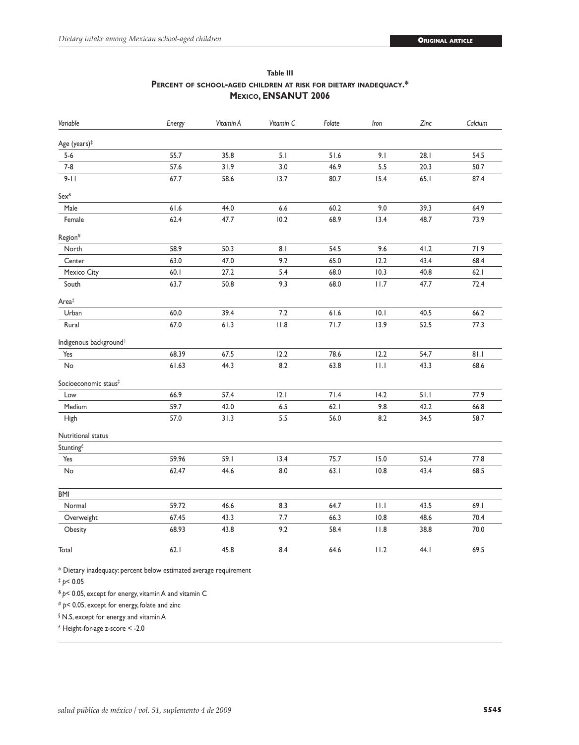**Table III**
**PERCENT OF SCHOOL-AGED CHILDREN AT RISK FOR DIETARY INADEQUACY.***
**MEXICO, ENSANUT 2006**

| *Variable* | *Energy* | *Vitamin A* | *Vitamin C* | *Folate* | *Iron* | *Zinc* | *Calcium* |
|---|---|---|---|---|---|---|---|
| Age (years)[‡] | | | | | | | |
| 5-6 | 55.7 | 35.8 | 5.1 | 51.6 | 9.1 | 28.1 | 54.5 |
| 7-8 | 57.6 | 31.9 | 3.0 | 46.9 | 5.5 | 20.3 | 50.7 |
| 9-11 | 67.7 | 58.6 | 13.7 | 80.7 | 15.4 | 65.1 | 87.4 |
| Sex[&] | | | | | | | |
| Male | 61.6 | 44.0 | 6.6 | 60.2 | 9.0 | 39.3 | 64.9 |
| Female | 62.4 | 47.7 | 10.2 | 68.9 | 13.4 | 48.7 | 73.9 |
| Region[#] | | | | | | | |
| North | 58.9 | 50.3 | 8.1 | 54.5 | 9.6 | 41.2 | 71.9 |
| Center | 63.0 | 47.0 | 9.2 | 65.0 | 12.2 | 43.4 | 68.4 |
| Mexico City | 60.1 | 27.2 | 5.4 | 68.0 | 10.3 | 40.8 | 62.1 |
| South | 63.7 | 50.8 | 9.3 | 68.0 | 11.7 | 47.7 | 72.4 |
| Area[‡] | | | | | | | |
| Urban | 60.0 | 39.4 | 7.2 | 61.6 | 10.1 | 40.5 | 66.2 |
| Rural | 67.0 | 61.3 | 11.8 | 71.7 | 13.9 | 52.5 | 77.3 |
| Indigenous background[‡] | | | | | | | |
| Yes | 68.39 | 67.5 | 12.2 | 78.6 | 12.2 | 54.7 | 81.1 |
| No | 61.63 | 44.3 | 8.2 | 63.8 | 11.1 | 43.3 | 68.6 |
| Socioeconomic staus[‡] | | | | | | | |
| Low | 66.9 | 57.4 | 12.1 | 71.4 | 14.2 | 51.1 | 77.9 |
| Medium | 59.7 | 42.0 | 6.5 | 62.1 | 9.8 | 42.2 | 66.8 |
| High | 57.0 | 31.3 | 5.5 | 56.0 | 8.2 | 34.5 | 58.7 |
| Nutritional status | | | | | | | |
| Stunting[£] | | | | | | | |
| Yes | 59.96 | 59.1 | 13.4 | 75.7 | 15.0 | 52.4 | 77.8 |
| No | 62.47 | 44.6 | 8.0 | 63.1 | 10.8 | 43.4 | 68.5 |
| BMI | | | | | | | |
| Normal | 59.72 | 46.6 | 8.3 | 64.7 | 11.1 | 43.5 | 69.1 |
| Overweight | 67.45 | 43.3 | 7.7 | 66.3 | 10.8 | 48.6 | 70.4 |
| Obesity | 68.93 | 43.8 | 9.2 | 58.4 | 11.8 | 38.8 | 70.0 |
| Total | 62.1 | 45.8 | 8.4 | 64.6 | 11.2 | 44.1 | 69.5 |

\* Dietary inadequacy: percent below estimated average requirement

[‡] $p < 0.05$

[&] $p < 0.05$, except for energy, vitamin A and vitamin C

[#] $p < 0.05$, except for energy, folate and zinc

[§] N.S, except for energy and vitamin A

[£] Height-for-age z-score < -2.0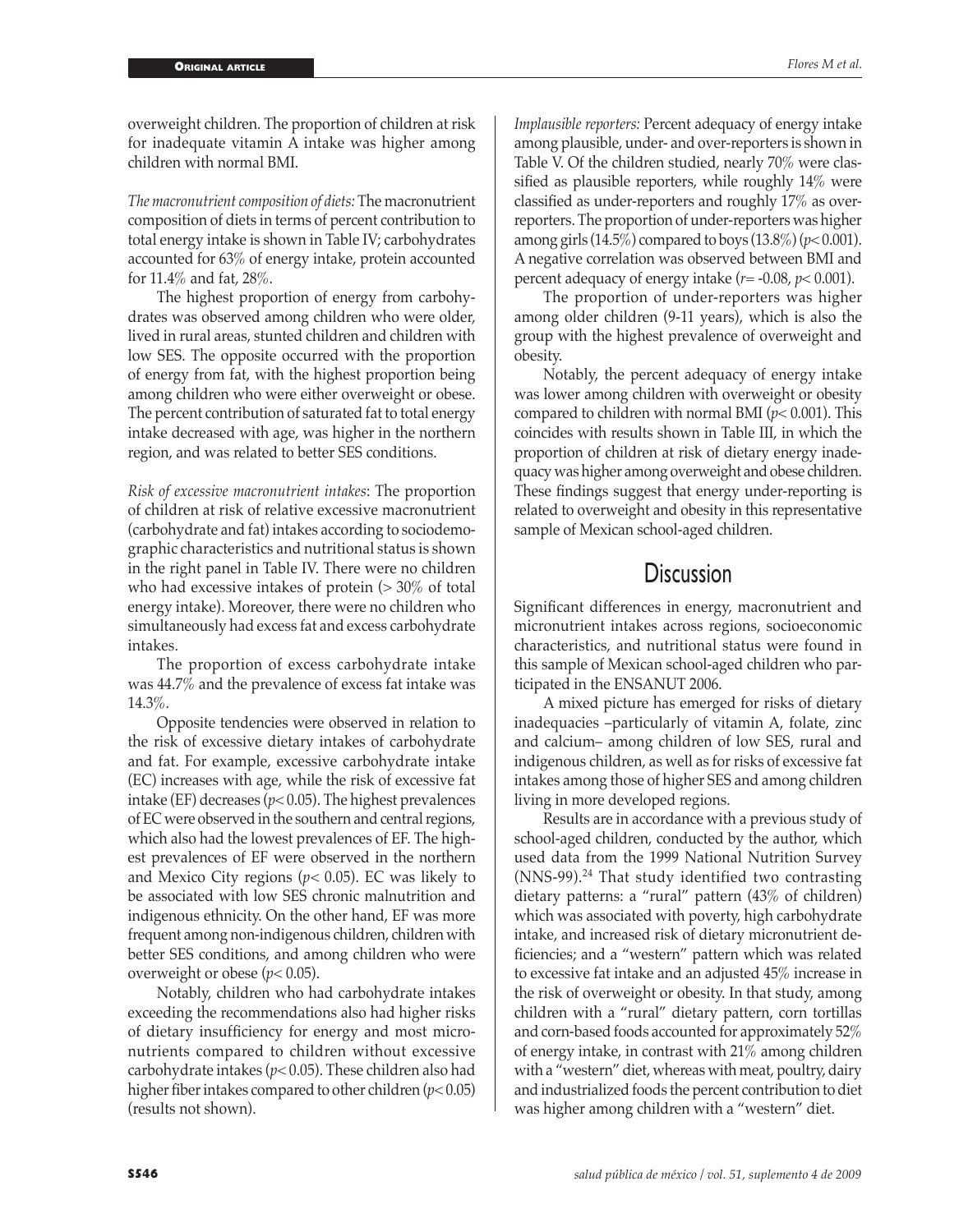overweight children. The proportion of children at risk for inadequate vitamin A intake was higher among children with normal BMI.

*The macronutrient composition of diets:* The macronutrient composition of diets in terms of percent contribution to total energy intake is shown in Table IV; carbohydrates accounted for 63% of energy intake, protein accounted for 11.4% and fat, 28%.

The highest proportion of energy from carbohydrates was observed among children who were older, lived in rural areas, stunted children and children with low SES. The opposite occurred with the proportion of energy from fat, with the highest proportion being among children who were either overweight or obese. The percent contribution of saturated fat to total energy intake decreased with age, was higher in the northern region, and was related to better SES conditions.

*Risk of excessive macronutrient intakes*: The proportion of children at risk of relative excessive macronutrient (carbohydrate and fat) intakes according to sociodemographic characteristics and nutritional status is shown in the right panel in Table IV. There were no children who had excessive intakes of protein (> 30% of total energy intake). Moreover, there were no children who simultaneously had excess fat and excess carbohydrate intakes.

The proportion of excess carbohydrate intake was 44.7% and the prevalence of excess fat intake was 14.3%.

Opposite tendencies were observed in relation to the risk of excessive dietary intakes of carbohydrate and fat. For example, excessive carbohydrate intake (EC) increases with age, while the risk of excessive fat intake (EF) decreases ($p < 0.05$). The highest prevalences of EC were observed in the southern and central regions, which also had the lowest prevalences of EF. The highest prevalences of EF were observed in the northern and Mexico City regions ($p < 0.05$). EC was likely to be associated with low SES chronic malnutrition and indigenous ethnicity. On the other hand, EF was more frequent among non-indigenous children, children with better SES conditions, and among children who were overweight or obese ($p < 0.05$).

Notably, children who had carbohydrate intakes exceeding the recommendations also had higher risks of dietary insufficiency for energy and most micronutrients compared to children without excessive carbohydrate intakes ($p < 0.05$). These children also had higher fiber intakes compared to other children ($p < 0.05$) (results not shown).

*Implausible reporters:* Percent adequacy of energy intake among plausible, under- and over-reporters is shown in Table V. Of the children studied, nearly 70% were classified as plausible reporters, while roughly 14% were classified as under-reporters and roughly 17% as over-reporters. The proportion of under-reporters was higher among girls (14.5%) compared to boys (13.8%) ($p < 0.001$). A negative correlation was observed between BMI and percent adequacy of energy intake ($r = -0.08$, $p < 0.001$).

The proportion of under-reporters was higher among older children (9-11 years), which is also the group with the highest prevalence of overweight and obesity.

Notably, the percent adequacy of energy intake was lower among children with overweight or obesity compared to children with normal BMI ($p < 0.001$). This coincides with results shown in Table III, in which the proportion of children at risk of dietary energy inadequacy was higher among overweight and obese children. These findings suggest that energy under-reporting is related to overweight and obesity in this representative sample of Mexican school-aged children.

## Discussion

Significant differences in energy, macronutrient and micronutrient intakes across regions, socioeconomic characteristics, and nutritional status were found in this sample of Mexican school-aged children who participated in the ENSANUT 2006.

A mixed picture has emerged for risks of dietary inadequacies –particularly of vitamin A, folate, zinc and calcium– among children of low SES, rural and indigenous children, as well as for risks of excessive fat intakes among those of higher SES and among children living in more developed regions.

Results are in accordance with a previous study of school-aged children, conducted by the author, which used data from the 1999 National Nutrition Survey (NNS-99).[24] That study identified two contrasting dietary patterns: a "rural" pattern (43% of children) which was associated with poverty, high carbohydrate intake, and increased risk of dietary micronutrient deficiencies; and a "western" pattern which was related to excessive fat intake and an adjusted 45% increase in the risk of overweight or obesity. In that study, among children with a "rural" dietary pattern, corn tortillas and corn-based foods accounted for approximately 52% of energy intake, in contrast with 21% among children with a "western" diet, whereas with meat, poultry, dairy and industrialized foods the percent contribution to diet was higher among children with a "western" diet.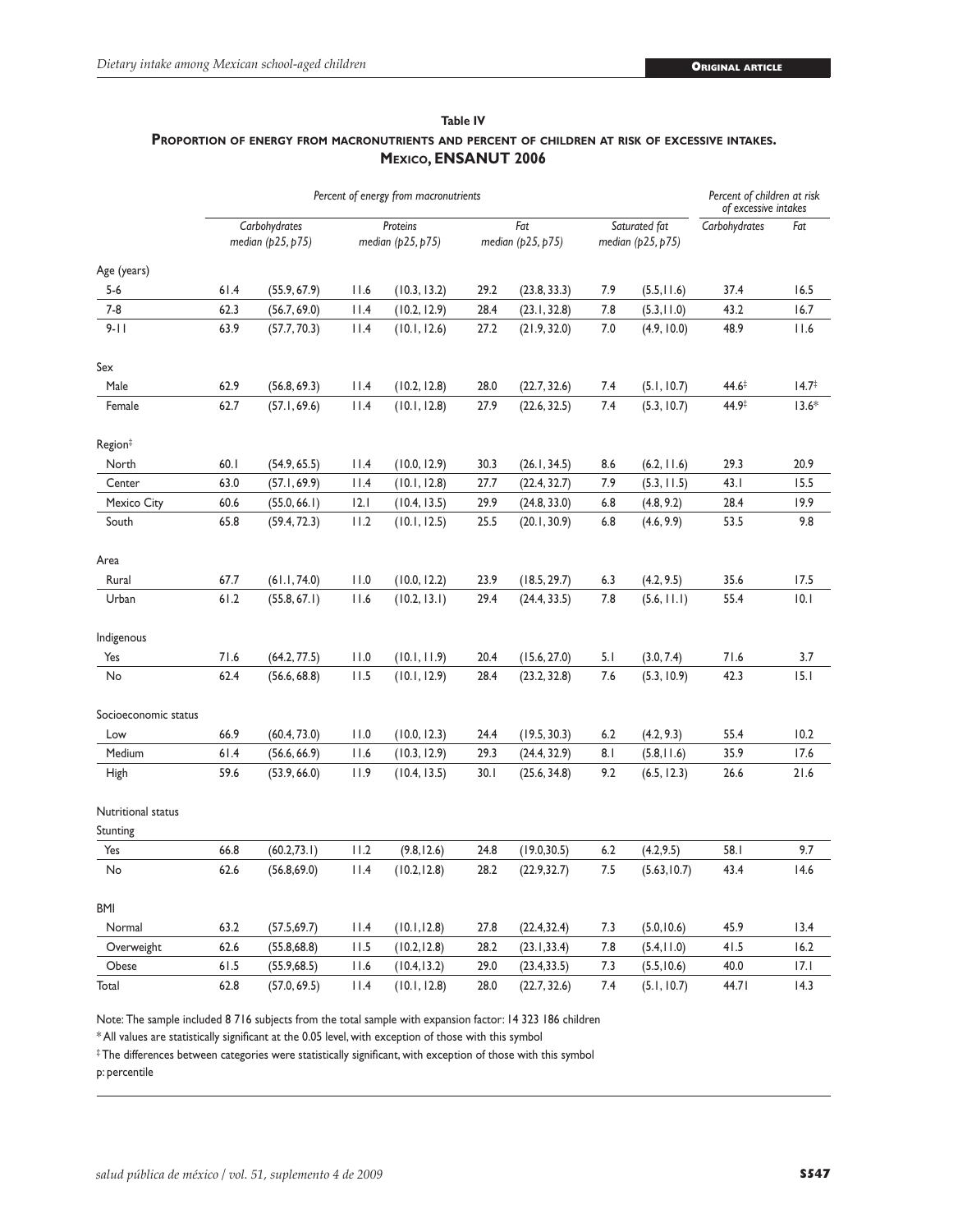**Table IV**

**Proportion of energy from macronutrients and percent of children at risk of excessive intakes. Mexico, ENSANUT 2006**

| | *Percent of energy from macronutrients* | | | | | | | | *Percent of children at risk of excessive intakes* | |
|---|---|---|---|---|---|---|---|---|---|---|
| | *Carbohydrates median (p25, p75)* | | *Proteins median (p25, p75)* | | *Fat median (p25, p75)* | | *Saturated fat median (p25, p75)* | | *Carbohydrates* | *Fat* |
| Age (years) | | | | | | | | | | |
| 5-6 | 61.4 | (55.9, 67.9) | 11.6 | (10.3, 13.2) | 29.2 | (23.8, 33.3) | 7.9 | (5.5,11.6) | 37.4 | 16.5 |
| 7-8 | 62.3 | (56.7, 69.0) | 11.4 | (10.2, 12.9) | 28.4 | (23.1, 32.8) | 7.8 | (5.3,11.0) | 43.2 | 16.7 |
| 9-11 | 63.9 | (57.7, 70.3) | 11.4 | (10.1, 12.6) | 27.2 | (21.9, 32.0) | 7.0 | (4.9, 10.0) | 48.9 | 11.6 |
| Sex | | | | | | | | | | |
| Male | 62.9 | (56.8, 69.3) | 11.4 | (10.2, 12.8) | 28.0 | (22.7, 32.6) | 7.4 | (5.1, 10.7) | 44.6‡ | 14.7‡ |
| Female | 62.7 | (57.1, 69.6) | 11.4 | (10.1, 12.8) | 27.9 | (22.6, 32.5) | 7.4 | (5.3, 10.7) | 44.9‡ | 13.6* |
| Region‡ | | | | | | | | | | |
| North | 60.1 | (54.9, 65.5) | 11.4 | (10.0, 12.9) | 30.3 | (26.1, 34.5) | 8.6 | (6.2, 11.6) | 29.3 | 20.9 |
| Center | 63.0 | (57.1, 69.9) | 11.4 | (10.1, 12.8) | 27.7 | (22.4, 32.7) | 7.9 | (5.3, 11.5) | 43.1 | 15.5 |
| Mexico City | 60.6 | (55.0, 66.1) | 12.1 | (10.4, 13.5) | 29.9 | (24.8, 33.0) | 6.8 | (4.8, 9.2) | 28.4 | 19.9 |
| South | 65.8 | (59.4, 72.3) | 11.2 | (10.1, 12.5) | 25.5 | (20.1, 30.9) | 6.8 | (4.6, 9.9) | 53.5 | 9.8 |
| Area | | | | | | | | | | |
| Rural | 67.7 | (61.1, 74.0) | 11.0 | (10.0, 12.2) | 23.9 | (18.5, 29.7) | 6.3 | (4.2, 9.5) | 35.6 | 17.5 |
| Urban | 61.2 | (55.8, 67.1) | 11.6 | (10.2, 13.1) | 29.4 | (24.4, 33.5) | 7.8 | (5.6, 11.1) | 55.4 | 10.1 |
| Indigenous | | | | | | | | | | |
| Yes | 71.6 | (64.2, 77.5) | 11.0 | (10.1, 11.9) | 20.4 | (15.6, 27.0) | 5.1 | (3.0, 7.4) | 71.6 | 3.7 |
| No | 62.4 | (56.6, 68.8) | 11.5 | (10.1, 12.9) | 28.4 | (23.2, 32.8) | 7.6 | (5.3, 10.9) | 42.3 | 15.1 |
| Socioeconomic status | | | | | | | | | | |
| Low | 66.9 | (60.4, 73.0) | 11.0 | (10.0, 12.3) | 24.4 | (19.5, 30.3) | 6.2 | (4.2, 9.3) | 55.4 | 10.2 |
| Medium | 61.4 | (56.6, 66.9) | 11.6 | (10.3, 12.9) | 29.3 | (24.4, 32.9) | 8.1 | (5.8,11.6) | 35.9 | 17.6 |
| High | 59.6 | (53.9, 66.0) | 11.9 | (10.4, 13.5) | 30.1 | (25.6, 34.8) | 9.2 | (6.5, 12.3) | 26.6 | 21.6 |
| Nutritional status | | | | | | | | | | |
| Stunting | | | | | | | | | | |
| Yes | 66.8 | (60.2,73.1) | 11.2 | (9.8,12.6) | 24.8 | (19.0,30.5) | 6.2 | (4.2,9.5) | 58.1 | 9.7 |
| No | 62.6 | (56.8,69.0) | 11.4 | (10.2,12.8) | 28.2 | (22.9,32.7) | 7.5 | (5.63,10.7) | 43.4 | 14.6 |
| BMI | | | | | | | | | | |
| Normal | 63.2 | (57.5,69.7) | 11.4 | (10.1,12.8) | 27.8 | (22.4,32.4) | 7.3 | (5.0,10.6) | 45.9 | 13.4 |
| Overweight | 62.6 | (55.8,68.8) | 11.5 | (10.2,12.8) | 28.2 | (23.1,33.4) | 7.8 | (5.4,11.0) | 41.5 | 16.2 |
| Obese | 61.5 | (55.9,68.5) | 11.6 | (10.4,13.2) | 29.0 | (23.4,33.5) | 7.3 | (5.5,10.6) | 40.0 | 17.1 |
| Total | 62.8 | (57.0, 69.5) | 11.4 | (10.1, 12.8) | 28.0 | (22.7, 32.6) | 7.4 | (5.1, 10.7) | 44.71 | 14.3 |

Note: The sample included 8 716 subjects from the total sample with expansion factor: 14 323 186 children

\* All values are statistically significant at the 0.05 level, with exception of those with this symbol

‡ The differences between categories were statistically significant, with exception of those with this symbol

p: percentile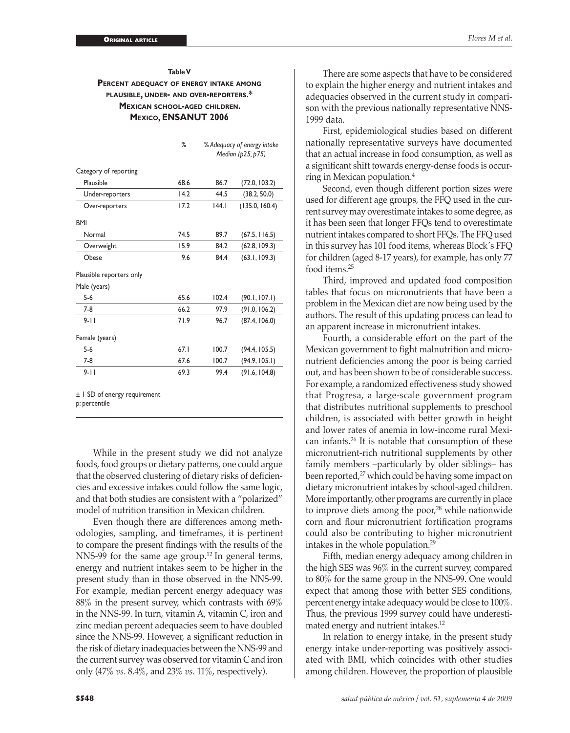**Table V**
**Percent adequacy of energy intake among plausible, under- and over-reporters.* Mexican school-aged children. Mexico, ENSANUT 2006**

| | % | % Adequacy of energy intake Median (p25, p75) | |
|---|---|---|---|
| Category of reporting | | | |
| Plausible | 68.6 | 86.7 | (72.0, 103.2) |
| Under-reporters | 14.2 | 44.5 | (38.2, 50.0) |
| Over-reporters | 17.2 | 144.1 | (135.0, 160.4) |
| BMI | | | |
| Normal | 74.5 | 89.7 | (67.5, 116.5) |
| Overweight | 15.9 | 84.2 | (62.8, 109.3) |
| Obese | 9.6 | 84.4 | (63.1, 109.3) |
| Plausible reporters only | | | |
| Male (years) | | | |
| 5-6 | 65.6 | 102.4 | (90.1, 107.1) |
| 7-8 | 66.2 | 97.9 | (91.0, 106.2) |
| 9-11 | 71.9 | 96.7 | (87.4, 106.0) |
| Female (years) | | | |
| 5-6 | 67.1 | 100.7 | (94.4, 105.5) |
| 7-8 | 67.6 | 100.7 | (94.9, 105.1) |
| 9-11 | 69.3 | 99.4 | (91.6, 104.8) |

± 1 SD of energy requirement
p: percentile

While in the present study we did not analyze foods, food groups or dietary patterns, one could argue that the observed clustering of dietary risks of deficiencies and excessive intakes could follow the same logic, and that both studies are consistent with a "polarized" model of nutrition transition in Mexican children.

Even though there are differences among methodologies, sampling, and timeframes, it is pertinent to compare the present findings with the results of the NNS-99 for the same age group.[12] In general terms, energy and nutrient intakes seem to be higher in the present study than in those observed in the NNS-99. For example, median percent energy adequacy was 88% in the present survey, which contrasts with 69% in the NNS-99. In turn, vitamin A, vitamin C, iron and zinc median percent adequacies seem to have doubled since the NNS-99. However, a significant reduction in the risk of dietary inadequacies between the NNS-99 and the current survey was observed for vitamin C and iron only (47% *vs.* 8.4%, and 23% *vs.* 11%, respectively).

There are some aspects that have to be considered to explain the higher energy and nutrient intakes and adequacies observed in the current study in comparison with the previous nationally representative NNS-1999 data.

First, epidemiological studies based on different nationally representative surveys have documented that an actual increase in food consumption, as well as a significant shift towards energy-dense foods is occurring in Mexican population.[4]

Second, even though different portion sizes were used for different age groups, the FFQ used in the current survey may overestimate intakes to some degree, as it has been seen that longer FFQs tend to overestimate nutrient intakes compared to short FFQs. The FFQ used in this survey has 101 food items, whereas Block´s FFQ for children (aged 8-17 years), for example, has only 77 food items.[25]

Third, improved and updated food composition tables that focus on micronutrients that have been a problem in the Mexican diet are now being used by the authors. The result of this updating process can lead to an apparent increase in micronutrient intakes.

Fourth, a considerable effort on the part of the Mexican government to fight malnutrition and micronutrient deficiencies among the poor is being carried out, and has been shown to be of considerable success. For example, a randomized effectiveness study showed that Progresa, a large-scale government program that distributes nutritional supplements to preschool children, is associated with better growth in height and lower rates of anemia in low-income rural Mexican infants.[26] It is notable that consumption of these micronutrient-rich nutritional supplements by other family members –particularly by older siblings– has been reported,[27] which could be having some impact on dietary micronutrient intakes by school-aged children. More importantly, other programs are currently in place to improve diets among the poor,[28] while nationwide corn and flour micronutrient fortification programs could also be contributing to higher micronutrient intakes in the whole population.[29]

Fifth, median energy adequacy among children in the high SES was 96% in the current survey, compared to 80% for the same group in the NNS-99. One would expect that among those with better SES conditions, percent energy intake adequacy would be close to 100%. Thus, the previous 1999 survey could have underestimated energy and nutrient intakes.[12]

In relation to energy intake, in the present study energy intake under-reporting was positively associated with BMI, which coincides with other studies among children. However, the proportion of plausible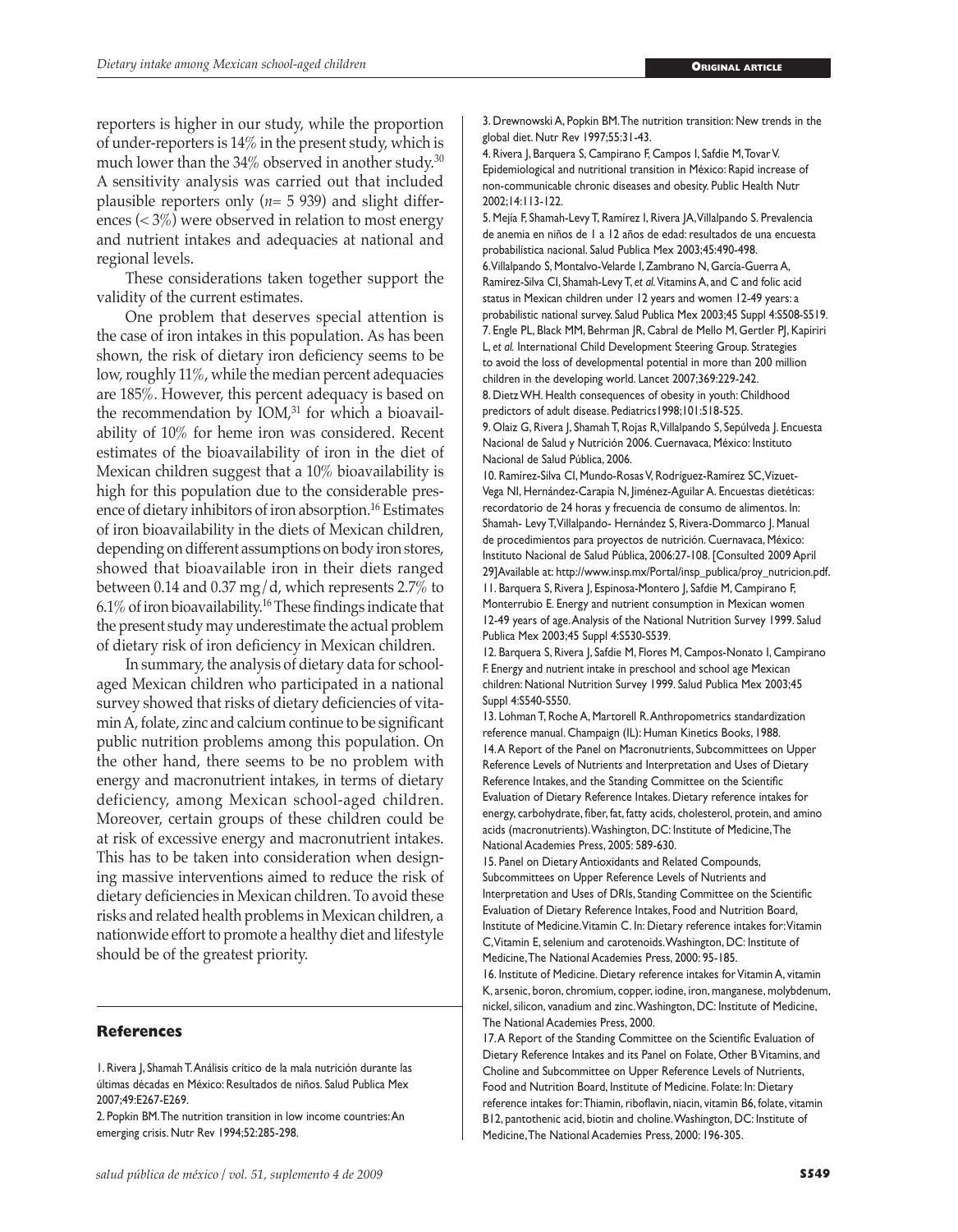reporters is higher in our study, while the proportion of under-reporters is 14% in the present study, which is much lower than the 34% observed in another study.[30] A sensitivity analysis was carried out that included plausible reporters only (*n*= 5 939) and slight differences (< 3%) were observed in relation to most energy and nutrient intakes and adequacies at national and regional levels.

These considerations taken together support the validity of the current estimates.

One problem that deserves special attention is the case of iron intakes in this population. As has been shown, the risk of dietary iron deficiency seems to be low, roughly 11%, while the median percent adequacies are 185%. However, this percent adequacy is based on the recommendation by IOM,[31] for which a bioavailability of 10% for heme iron was considered. Recent estimates of the bioavailability of iron in the diet of Mexican children suggest that a 10% bioavailability is high for this population due to the considerable presence of dietary inhibitors of iron absorption.[16] Estimates of iron bioavailability in the diets of Mexican children, depending on different assumptions on body iron stores, showed that bioavailable iron in their diets ranged between 0.14 and 0.37 mg/d, which represents 2.7% to 6.1% of iron bioavailability.[16] These findings indicate that the present study may underestimate the actual problem of dietary risk of iron deficiency in Mexican children.

In summary, the analysis of dietary data for school-aged Mexican children who participated in a national survey showed that risks of dietary deficiencies of vitamin A, folate, zinc and calcium continue to be significant public nutrition problems among this population. On the other hand, there seems to be no problem with energy and macronutrient intakes, in terms of dietary deficiency, among Mexican school-aged children. Moreover, certain groups of these children could be at risk of excessive energy and macronutrient intakes. This has to be taken into consideration when designing massive interventions aimed to reduce the risk of dietary deficiencies in Mexican children. To avoid these risks and related health problems in Mexican children, a nationwide effort to promote a healthy diet and lifestyle should be of the greatest priority.

## References

1. Rivera J, Shamah T. Análisis crítico de la mala nutrición durante las últimas décadas en México: Resultados de niños. Salud Publica Mex 2007;49:E267-E269.

2. Popkin BM. The nutrition transition in low income countries: An emerging crisis. Nutr Rev 1994;52:285-298.

3. Drewnowski A, Popkin BM. The nutrition transition: New trends in the global diet. Nutr Rev 1997;55:31-43.

4. Rivera J, Barquera S, Campirano F, Campos I, Safdie M, Tovar V. Epidemiological and nutritional transition in México: Rapid increase of non-communicable chronic diseases and obesity. Public Health Nutr 2002;14:113-122.

5. Mejía F, Shamah-Levy T, Ramírez I, Rivera JA, Villalpando S. Prevalencia de anemia en niños de 1 a 12 años de edad: resultados de una encuesta probabilística nacional. Salud Publica Mex 2003;45:490-498.

6. Villalpando S, Montalvo-Velarde I, Zambrano N, García-Guerra A, Ramírez-Silva CI, Shamah-Levy T, *et al.* Vitamins A, and C and folic acid status in Mexican children under 12 years and women 12-49 years: a probabilistic national survey. Salud Publica Mex 2003;45 Suppl 4:S508-S519.

7. Engle PL, Black MM, Behrman JR, Cabral de Mello M, Gertler PJ, Kapiriri L, *et al.* International Child Development Steering Group. Strategies to avoid the loss of developmental potential in more than 200 million children in the developing world. Lancet 2007;369:229-242.

8. Dietz WH. Health consequences of obesity in youth: Childhood predictors of adult disease. Pediatrics1998;101:518-525.

9. Olaiz G, Rivera J, Shamah T, Rojas R, Villalpando S, Sepúlveda J. Encuesta Nacional de Salud y Nutrición 2006. Cuernavaca, México: Instituto Nacional de Salud Pública, 2006.

10. Ramírez-Silva CI, Mundo-Rosas V, Rodríguez-Ramírez SC, Vizuet-Vega NI, Hernández-Carapia N, Jiménez-Aguilar A. Encuestas dietéticas: recordatorio de 24 horas y frecuencia de consumo de alimentos. In: Shamah- Levy T, Villalpando- Hernández S, Rivera-Dommarco J. Manual de procedimientos para proyectos de nutrición. Cuernavaca, México: Instituto Nacional de Salud Pública, 2006:27-108. [Consulted 2009 April 29]Available at: http://www.insp.mx/Portal/insp_publica/proy_nutricion.pdf.

11. Barquera S, Rivera J, Espinosa-Montero J, Safdie M, Campirano F, Monterrubio E. Energy and nutrient consumption in Mexican women 12-49 years of age. Analysis of the National Nutrition Survey 1999. Salud Publica Mex 2003;45 Suppl 4:S530-S539.

12. Barquera S, Rivera J, Safdie M, Flores M, Campos-Nonato I, Campirano F. Energy and nutrient intake in preschool and school age Mexican children: National Nutrition Survey 1999. Salud Publica Mex 2003;45 Suppl 4:S540-S550.

13. Lohman T, Roche A, Martorell R. Anthropometrics standardization reference manual. Champaign (IL): Human Kinetics Books, 1988.

14. A Report of the Panel on Macronutrients, Subcommittees on Upper Reference Levels of Nutrients and Interpretation and Uses of Dietary Reference Intakes, and the Standing Committee on the Scientific Evaluation of Dietary Reference Intakes. Dietary reference intakes for energy, carbohydrate, fiber, fat, fatty acids, cholesterol, protein, and amino acids (macronutrients). Washington, DC: Institute of Medicine, The National Academies Press, 2005: 589-630.

15. Panel on Dietary Antioxidants and Related Compounds, Subcommittees on Upper Reference Levels of Nutrients and Interpretation and Uses of DRIs, Standing Committee on the Scientific Evaluation of Dietary Reference Intakes, Food and Nutrition Board, Institute of Medicine. Vitamin C. In: Dietary reference intakes for: Vitamin C, Vitamin E, selenium and carotenoids. Washington, DC: Institute of Medicine, The National Academies Press, 2000: 95-185.

16. Institute of Medicine. Dietary reference intakes for Vitamin A, vitamin K, arsenic, boron, chromium, copper, iodine, iron, manganese, molybdenum, nickel, silicon, vanadium and zinc. Washington, DC: Institute of Medicine, The National Academies Press, 2000.

17. A Report of the Standing Committee on the Scientific Evaluation of Dietary Reference Intakes and its Panel on Folate, Other B Vitamins, and Choline and Subcommittee on Upper Reference Levels of Nutrients, Food and Nutrition Board, Institute of Medicine. Folate: In: Dietary reference intakes for: Thiamin, riboflavin, niacin, vitamin B6, folate, vitamin B12, pantothenic acid, biotin and choline. Washington, DC: Institute of Medicine, The National Academies Press, 2000: 196-305.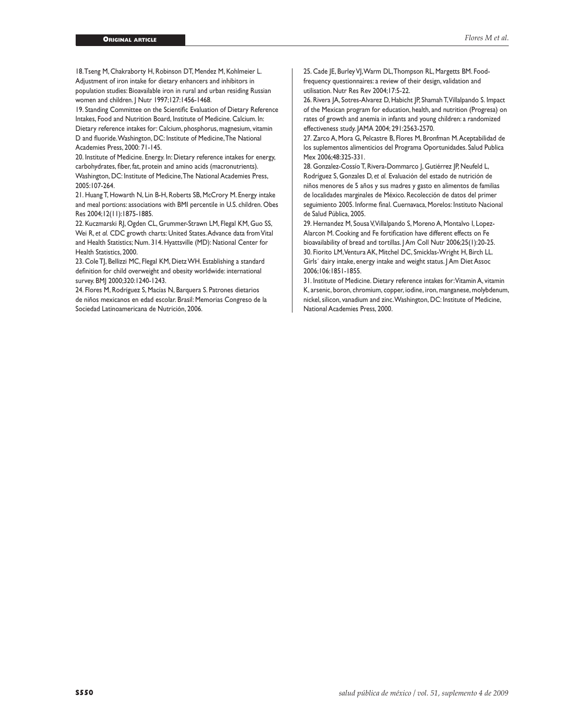18. Tseng M, Chakraborty H, Robinson DT, Mendez M, Kohlmeier L. Adjustment of iron intake for dietary enhancers and inhibitors in population studies: Bioavailable iron in rural and urban residing Russian women and children. J Nutr 1997;127:1456-1468.

19. Standing Committee on the Scientific Evaluation of Dietary Reference Intakes, Food and Nutrition Board, Institute of Medicine. Calcium. In: Dietary reference intakes for: Calcium, phosphorus, magnesium, vitamin D and fluoride. Washington, DC: Institute of Medicine, The National Academies Press, 2000: 71-145.

20. Institute of Medicine. Energy. In: Dietary reference intakes for energy, carbohydrates, fiber, fat, protein and amino acids (macronutrients). Washington, DC: Institute of Medicine, The National Academies Press, 2005:107-264.

21. Huang T, Howarth N, Lin B-H, Roberts SB, McCrory M. Energy intake and meal portions: associations with BMI percentile in U.S. children. Obes Res 2004;12(11):1875-1885.

22. Kuczmarski RJ, Ogden CL, Grummer-Strawn LM, Flegal KM, Guo SS, Wei R, *et al.* CDC growth charts: United States. Advance data from Vital and Health Statistics; Num. 314. Hyattsville (MD): National Center for Health Statistics, 2000.

23. Cole TJ, Bellizzi MC, Flegal KM, Dietz WH. Establishing a standard definition for child overweight and obesity worldwide: international survey. BMJ 2000;320:1240-1243.

24. Flores M, Rodríguez S, Macías N, Barquera S. Patrones dietarios de niños mexicanos en edad escolar. Brasil: Memorias Congreso de la Sociedad Latinoamericana de Nutrición, 2006.

25. Cade JE, Burley VJ, Warm DL, Thompson RL, Margetts BM. Food-frequency questionnaires: a review of their design, validation and utilisation. Nutr Res Rev 2004;17:5-22.

26. Rivera JA, Sotres-Alvarez D, Habicht JP, Shamah T, Villalpando S. Impact of the Mexican program for education, health, and nutrition (Progresa) on rates of growth and anemia in infants and young children: a randomized effectiveness study. JAMA 2004; 291:2563-2570.

27. Zarco A, Mora G, Pelcastre B, Flores M, Bronfman M. Aceptabilidad de los suplementos alimenticios del Programa Oportunidades. Salud Publica Mex 2006;48:325-331.

28. Gonzalez-Cossío T, Rivera-Dommarco J, Gutiérrez JP, Neufeld L, Rodríguez S, Gonzales D, *et al.* Evaluación del estado de nutrición de niños menores de 5 años y sus madres y gasto en alimentos de familias de localidades marginales de México. Recolección de datos del primer seguimiento 2005. Informe final. Cuernavaca, Morelos: Instituto Nacional de Salud Pública, 2005.

29. Hernandez M, Sousa V, Villalpando S, Moreno A, Montalvo I, Lopez-Alarcon M. Cooking and Fe fortification have different effects on Fe bioavailability of bread and tortillas. J Am Coll Nutr 2006;25(1):20-25.

30. Fiorito LM, Ventura AK, Mitchel DC, Smicklas-Wright H, Birch LL. Girls´ dairy intake, energy intake and weight status. J Am Diet Assoc 2006;106:1851-1855.

31. Institute of Medicine. Dietary reference intakes for: Vitamin A, vitamin K, arsenic, boron, chromium, copper, iodine, iron, manganese, molybdenum, nickel, silicon, vanadium and zinc. Washington, DC: Institute of Medicine, National Academies Press, 2000.